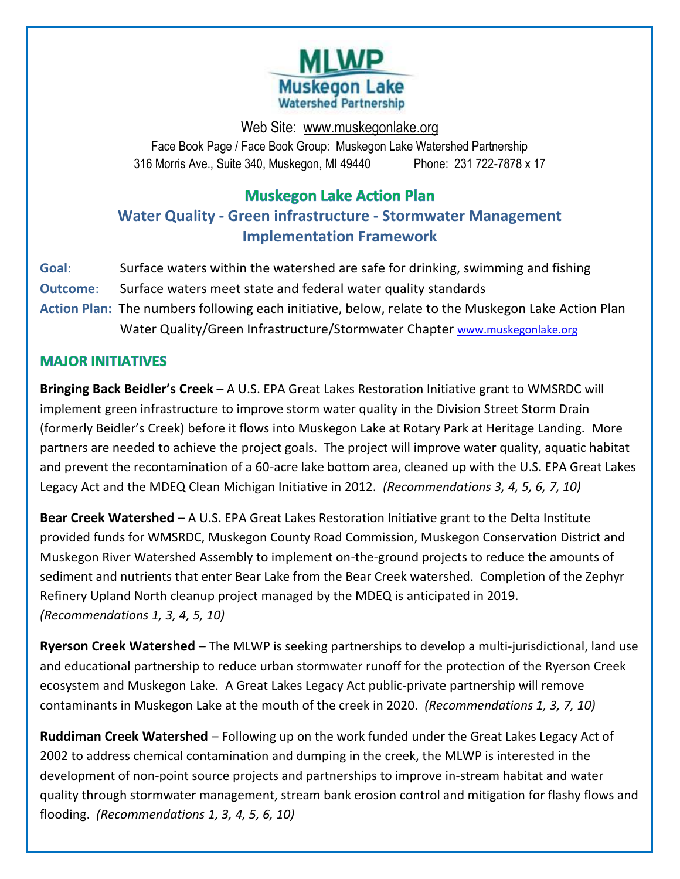MLWP
Muskegon Lake
Watershed Partnership

Web Site: www.muskegonlake.org
Face Book Page / Face Book Group: Muskegon Lake Watershed Partnership
316 Morris Ave., Suite 340, Muskegon, MI 49440 Phone: 231 722-7878 x 17

# Muskegon Lake Action Plan

## Water Quality - Green infrastructure - Stormwater Management Implementation Framework

**Goal**: Surface waters within the watershed are safe for drinking, swimming and fishing

**Outcome**: Surface waters meet state and federal water quality standards

**Action Plan:** The numbers following each initiative, below, relate to the Muskegon Lake Action Plan Water Quality/Green Infrastructure/Stormwater Chapter www.muskegonlake.org

## MAJOR INITIATIVES

**Bringing Back Beidler's Creek** – A U.S. EPA Great Lakes Restoration Initiative grant to WMSRDC will implement green infrastructure to improve storm water quality in the Division Street Storm Drain (formerly Beidler's Creek) before it flows into Muskegon Lake at Rotary Park at Heritage Landing. More partners are needed to achieve the project goals. The project will improve water quality, aquatic habitat and prevent the recontamination of a 60-acre lake bottom area, cleaned up with the U.S. EPA Great Lakes Legacy Act and the MDEQ Clean Michigan Initiative in 2012. *(Recommendations 3, 4, 5, 6, 7, 10)*

**Bear Creek Watershed** – A U.S. EPA Great Lakes Restoration Initiative grant to the Delta Institute provided funds for WMSRDC, Muskegon County Road Commission, Muskegon Conservation District and Muskegon River Watershed Assembly to implement on-the-ground projects to reduce the amounts of sediment and nutrients that enter Bear Lake from the Bear Creek watershed. Completion of the Zephyr Refinery Upland North cleanup project managed by the MDEQ is anticipated in 2019. *(Recommendations 1, 3, 4, 5, 10)*

**Ryerson Creek Watershed** – The MLWP is seeking partnerships to develop a multi-jurisdictional, land use and educational partnership to reduce urban stormwater runoff for the protection of the Ryerson Creek ecosystem and Muskegon Lake. A Great Lakes Legacy Act public-private partnership will remove contaminants in Muskegon Lake at the mouth of the creek in 2020. *(Recommendations 1, 3, 7, 10)*

**Ruddiman Creek Watershed** – Following up on the work funded under the Great Lakes Legacy Act of 2002 to address chemical contamination and dumping in the creek, the MLWP is interested in the development of non-point source projects and partnerships to improve in-stream habitat and water quality through stormwater management, stream bank erosion control and mitigation for flashy flows and flooding. *(Recommendations 1, 3, 4, 5, 6, 10)*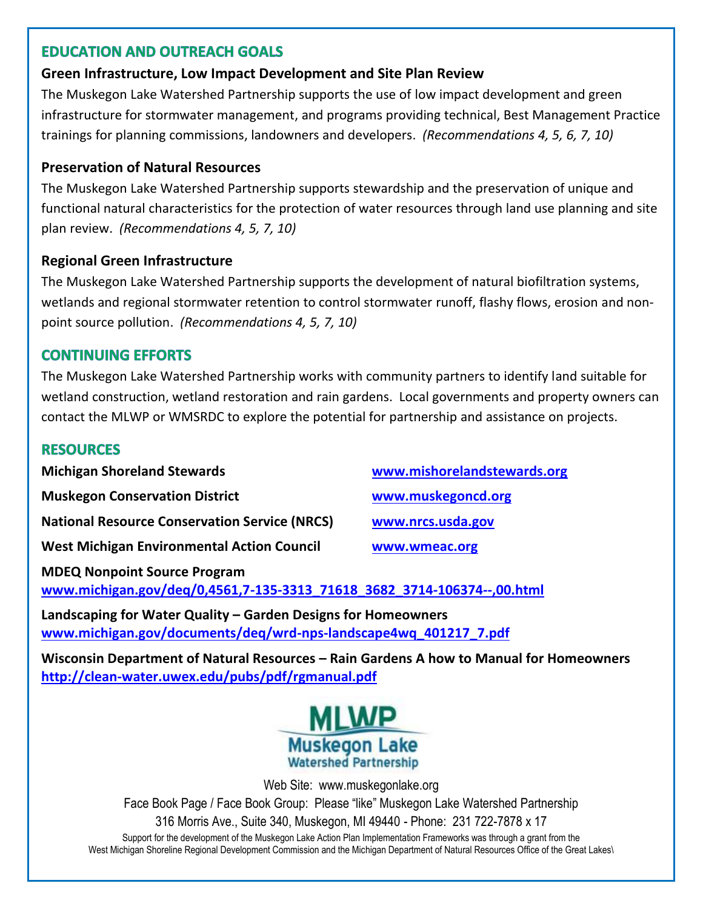## EDUCATION AND OUTREACH GOALS

### Green Infrastructure, Low Impact Development and Site Plan Review

The Muskegon Lake Watershed Partnership supports the use of low impact development and green infrastructure for stormwater management, and programs providing technical, Best Management Practice trainings for planning commissions, landowners and developers. *(Recommendations 4, 5, 6, 7, 10)*

### Preservation of Natural Resources

The Muskegon Lake Watershed Partnership supports stewardship and the preservation of unique and functional natural characteristics for the protection of water resources through land use planning and site plan review. *(Recommendations 4, 5, 7, 10)*

### Regional Green Infrastructure

The Muskegon Lake Watershed Partnership supports the development of natural biofiltration systems, wetlands and regional stormwater retention to control stormwater runoff, flashy flows, erosion and non-point source pollution. *(Recommendations 4, 5, 7, 10)*

## CONTINUING EFFORTS

The Muskegon Lake Watershed Partnership works with community partners to identify land suitable for wetland construction, wetland restoration and rain gardens. Local governments and property owners can contact the MLWP or WMSRDC to explore the potential for partnership and assistance on projects.

## RESOURCES

**Michigan Shoreland Stewards** www.mishorelandstewards.org

**Muskegon Conservation District** www.muskegoncd.org

**National Resource Conservation Service (NRCS)** www.nrcs.usda.gov

**West Michigan Environmental Action Council** www.wmeac.org

**MDEQ Nonpoint Source Program**
www.michigan.gov/deq/0,4561,7-135-3313_71618_3682_3714-106374--,00.html

**Landscaping for Water Quality – Garden Designs for Homeowners**
www.michigan.gov/documents/deq/wrd-nps-landscape4wq_401217_7.pdf

**Wisconsin Department of Natural Resources – Rain Gardens A how to Manual for Homeowners**
http://clean-water.uwex.edu/pubs/pdf/rgmanual.pdf

MLWP Muskegon Lake Watershed Partnership

Web Site: www.muskegonlake.org

Face Book Page / Face Book Group: Please "like" Muskegon Lake Watershed Partnership

316 Morris Ave., Suite 340, Muskegon, MI 49440 - Phone: 231 722-7878 x 17

Support for the development of the Muskegon Lake Action Plan Implementation Frameworks was through a grant from the West Michigan Shoreline Regional Development Commission and the Michigan Department of Natural Resources Office of the Great Lakes\